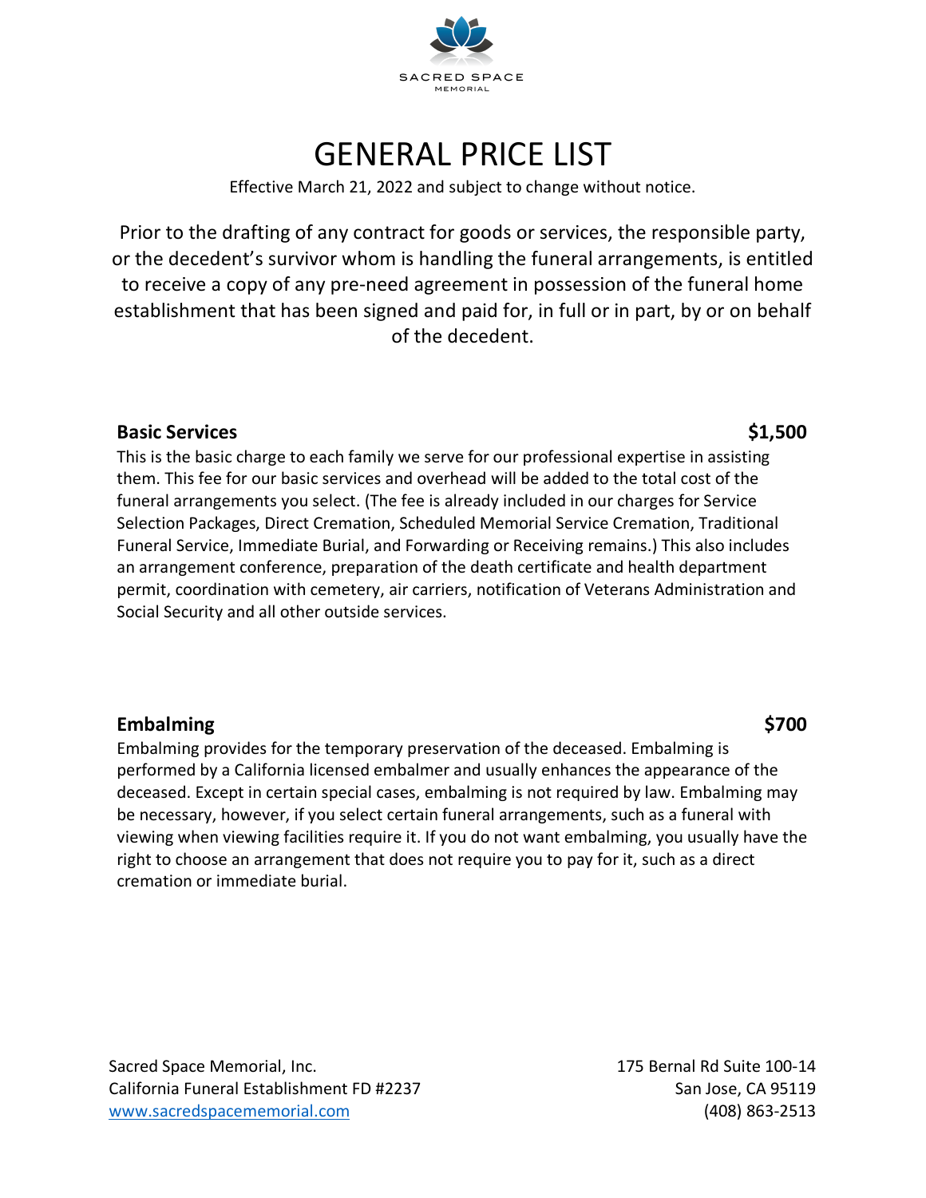SACRED SPACE
MEMORIAL

# GENERAL PRICE LIST

Effective March 21, 2022 and subject to change without notice.

Prior to the drafting of any contract for goods or services, the responsible party, or the decedent's survivor whom is handling the funeral arrangements, is entitled to receive a copy of any pre-need agreement in possession of the funeral home establishment that has been signed and paid for, in full or in part, by or on behalf of the decedent.

**Basic Services** **$1,500**

This is the basic charge to each family we serve for our professional expertise in assisting them. This fee for our basic services and overhead will be added to the total cost of the funeral arrangements you select. (The fee is already included in our charges for Service Selection Packages, Direct Cremation, Scheduled Memorial Service Cremation, Traditional Funeral Service, Immediate Burial, and Forwarding or Receiving remains.) This also includes an arrangement conference, preparation of the death certificate and health department permit, coordination with cemetery, air carriers, notification of Veterans Administration and Social Security and all other outside services.

**Embalming** **$700**

Embalming provides for the temporary preservation of the deceased. Embalming is performed by a California licensed embalmer and usually enhances the appearance of the deceased. Except in certain special cases, embalming is not required by law. Embalming may be necessary, however, if you select certain funeral arrangements, such as a funeral with viewing when viewing facilities require it. If you do not want embalming, you usually have the right to choose an arrangement that does not require you to pay for it, such as a direct cremation or immediate burial.

Sacred Space Memorial, Inc.
California Funeral Establishment FD #2237
www.sacredspacememorial.com

175 Bernal Rd Suite 100-14
San Jose, CA 95119
(408) 863-2513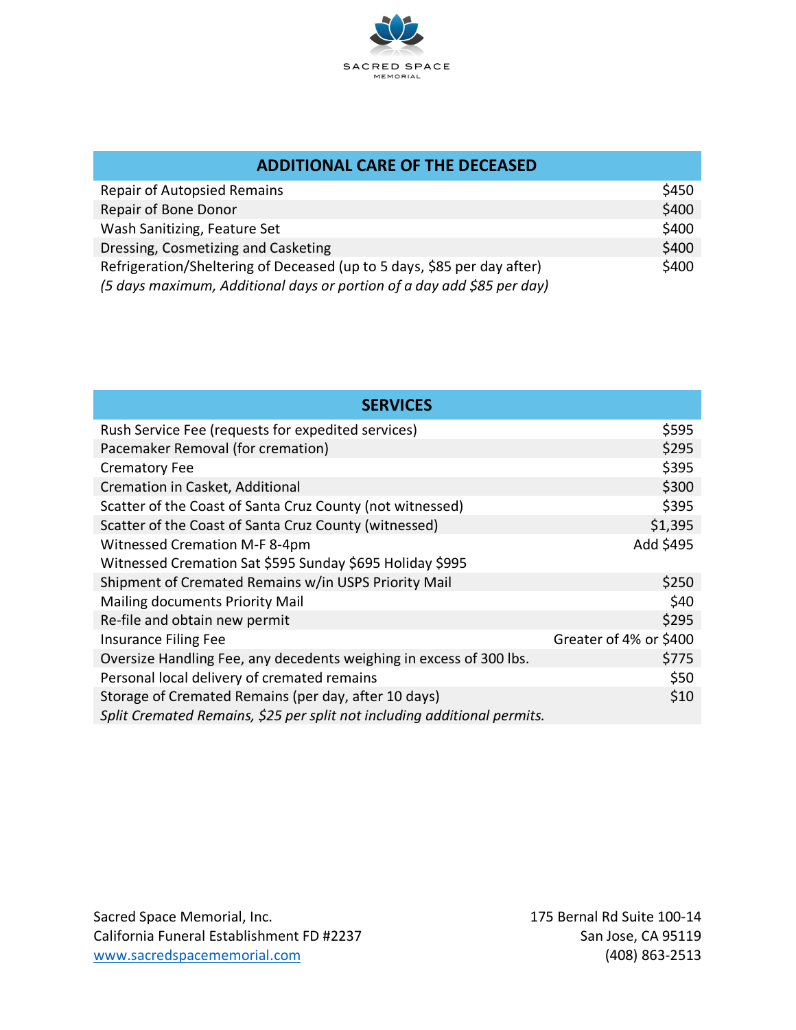SACRED SPACE
MEMORIAL

| ADDITIONAL CARE OF THE DECEASED | |
|---|---|
| Repair of Autopsied Remains | $450 |
| Repair of Bone Donor | $400 |
| Wash Sanitizing, Feature Set | $400 |
| Dressing, Cosmetizing and Casketing | $400 |
| Refrigeration/Sheltering of Deceased (up to 5 days, $85 per day after) | $400 |
| *(5 days maximum, Additional days or portion of a day add $85 per day)* | |

| SERVICES | |
|---|---|
| Rush Service Fee (requests for expedited services) | $595 |
| Pacemaker Removal (for cremation) | $295 |
| Crematory Fee | $395 |
| Cremation in Casket, Additional | $300 |
| Scatter of the Coast of Santa Cruz County (not witnessed) | $395 |
| Scatter of the Coast of Santa Cruz County (witnessed) | $1,395 |
| Witnessed Cremation M-F 8-4pm | Add $495 |
| Witnessed Cremation Sat $595 Sunday $695 Holiday $995 | |
| Shipment of Cremated Remains w/in USPS Priority Mail | $250 |
| Mailing documents Priority Mail | $40 |
| Re-file and obtain new permit | $295 |
| Insurance Filing Fee | Greater of 4% or $400 |
| Oversize Handling Fee, any decedents weighing in excess of 300 lbs. | $775 |
| Personal local delivery of cremated remains | $50 |
| Storage of Cremated Remains (per day, after 10 days) | $10 |
| *Split Cremated Remains, $25 per split not including additional permits.* | |

Sacred Space Memorial, Inc.
California Funeral Establishment FD #2237
www.sacredspacememorial.com

175 Bernal Rd Suite 100-14
San Jose, CA 95119
(408) 863-2513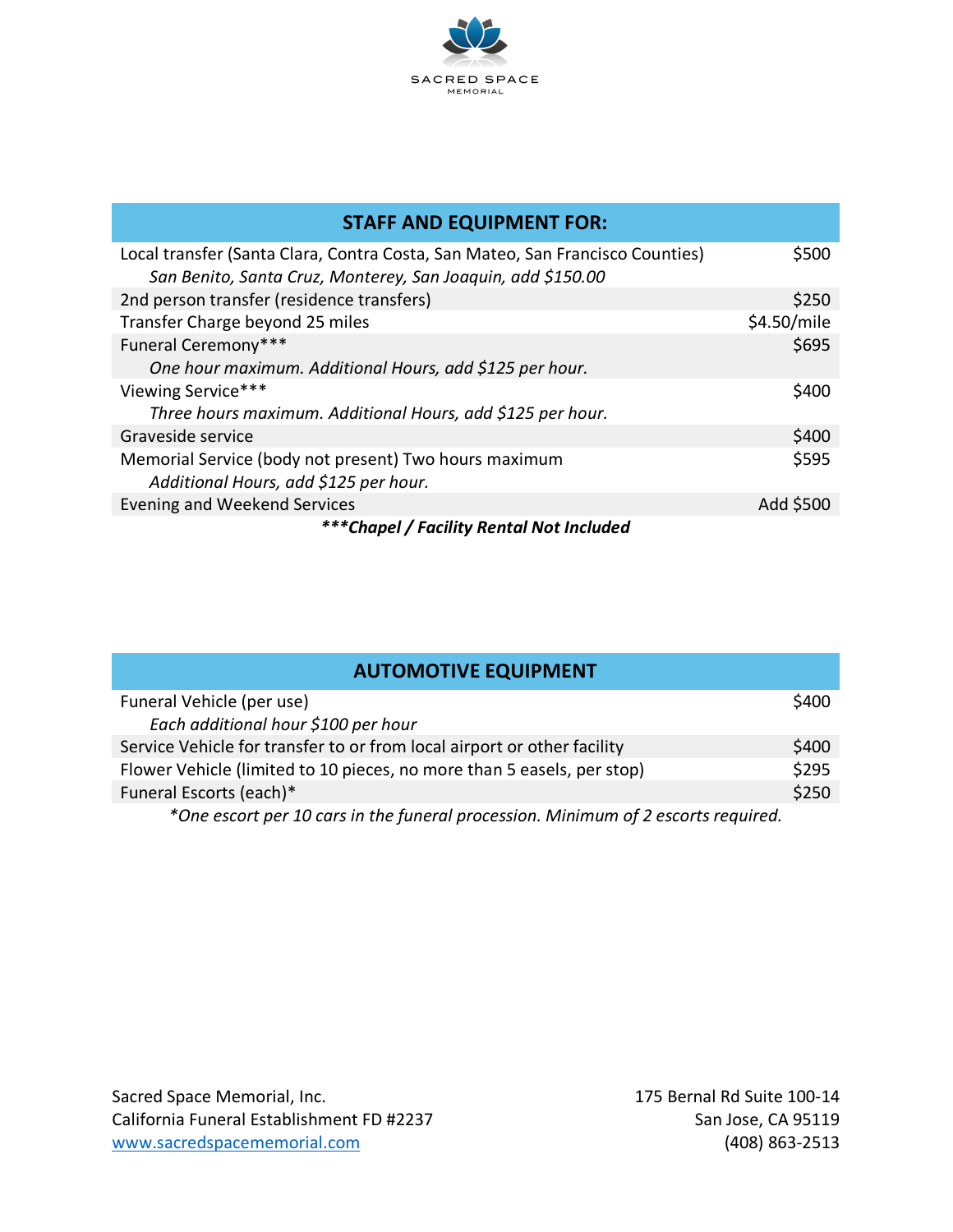SACRED SPACE MEMORIAL

| STAFF AND EQUIPMENT FOR: | |
| --- | --- |
| Local transfer (Santa Clara, Contra Costa, San Mateo, San Francisco Counties) *San Benito, Santa Cruz, Monterey, San Joaquin, add $150.00* | $500 |
| 2nd person transfer (residence transfers) | $250 |
| Transfer Charge beyond 25 miles | $4.50/mile |
| Funeral Ceremony*** *One hour maximum. Additional Hours, add $125 per hour.* | $695 |
| Viewing Service*** *Three hours maximum. Additional Hours, add $125 per hour.* | $400 |
| Graveside service | $400 |
| Memorial Service (body not present) Two hours maximum *Additional Hours, add $125 per hour.* | $595 |
| Evening and Weekend Services | Add $500 |

***Chapel / Facility Rental Not Included***

| AUTOMOTIVE EQUIPMENT | |
| --- | --- |
| Funeral Vehicle (per use) *Each additional hour $100 per hour* | $400 |
| Service Vehicle for transfer to or from local airport or other facility | $400 |
| Flower Vehicle (limited to 10 pieces, no more than 5 easels, per stop) | $295 |
| Funeral Escorts (each)* | $250 |

**One escort per 10 cars in the funeral procession. Minimum of 2 escorts required.*

Sacred Space Memorial, Inc.
California Funeral Establishment FD #2237
www.sacredspacememorial.com

175 Bernal Rd Suite 100-14
San Jose, CA 95119
(408) 863-2513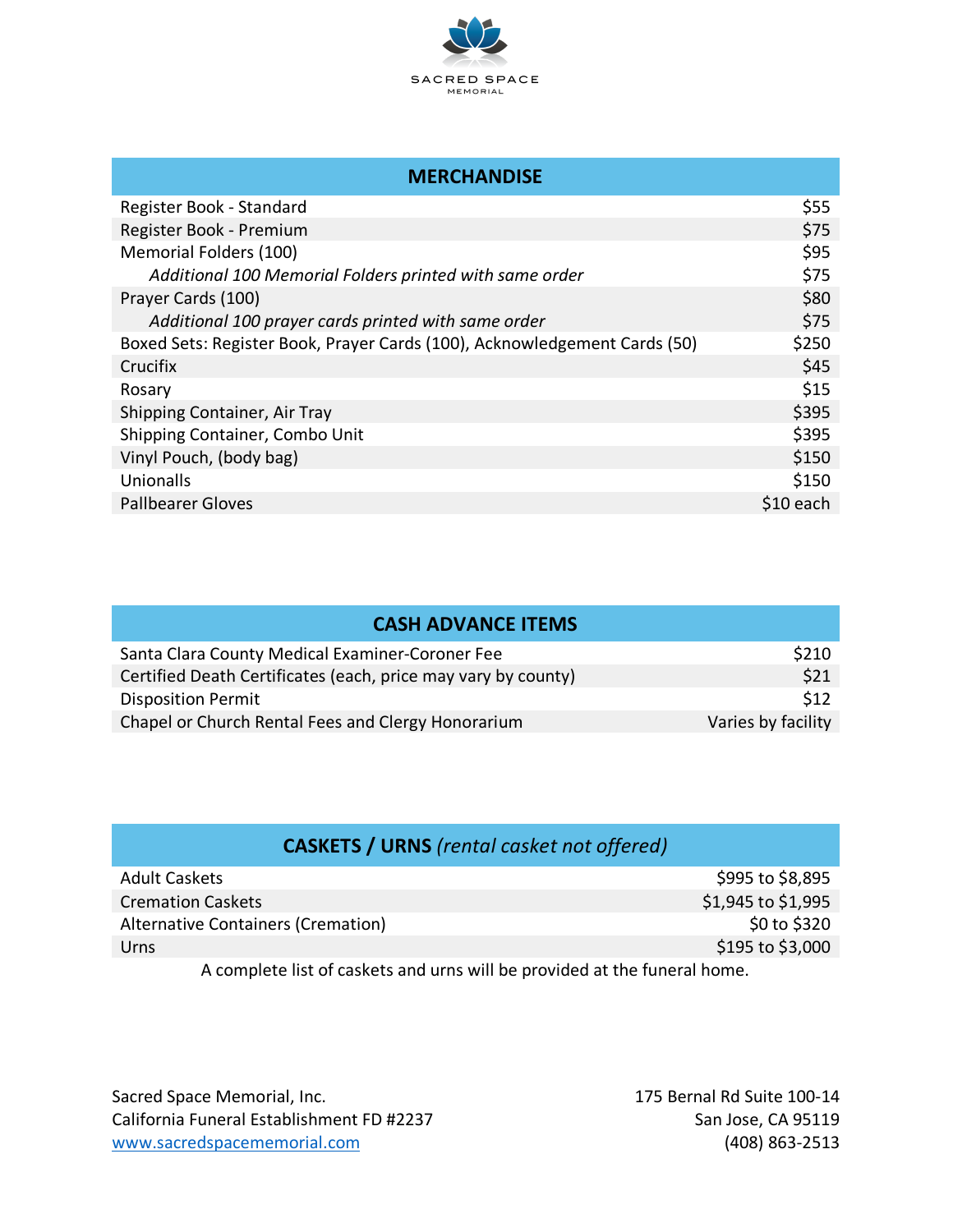SACRED SPACE
MEMORIAL

| MERCHANDISE | |
|---|---|
| Register Book - Standard | $55 |
| Register Book - Premium | $75 |
| Memorial Folders (100) | $95 |
| *Additional 100 Memorial Folders printed with same order* | $75 |
| Prayer Cards (100) | $80 |
| *Additional 100 prayer cards printed with same order* | $75 |
| Boxed Sets: Register Book, Prayer Cards (100), Acknowledgement Cards (50) | $250 |
| Crucifix | $45 |
| Rosary | $15 |
| Shipping Container, Air Tray | $395 |
| Shipping Container, Combo Unit | $395 |
| Vinyl Pouch, (body bag) | $150 |
| Unionalls | $150 |
| Pallbearer Gloves | $10 each |

| CASH ADVANCE ITEMS | |
|---|---|
| Santa Clara County Medical Examiner-Coroner Fee | $210 |
| Certified Death Certificates (each, price may vary by county) | $21 |
| Disposition Permit | $12 |
| Chapel or Church Rental Fees and Clergy Honorarium | Varies by facility |

| CASKETS / URNS *(rental casket not offered)* | |
|---|---|
| Adult Caskets | $995 to $8,895 |
| Cremation Caskets | $1,945 to $1,995 |
| Alternative Containers (Cremation) | $0 to $320 |
| Urns | $195 to $3,000 |

A complete list of caskets and urns will be provided at the funeral home.

Sacred Space Memorial, Inc.
California Funeral Establishment FD #2237
www.sacredspacememorial.com

175 Bernal Rd Suite 100-14
San Jose, CA 95119
(408) 863-2513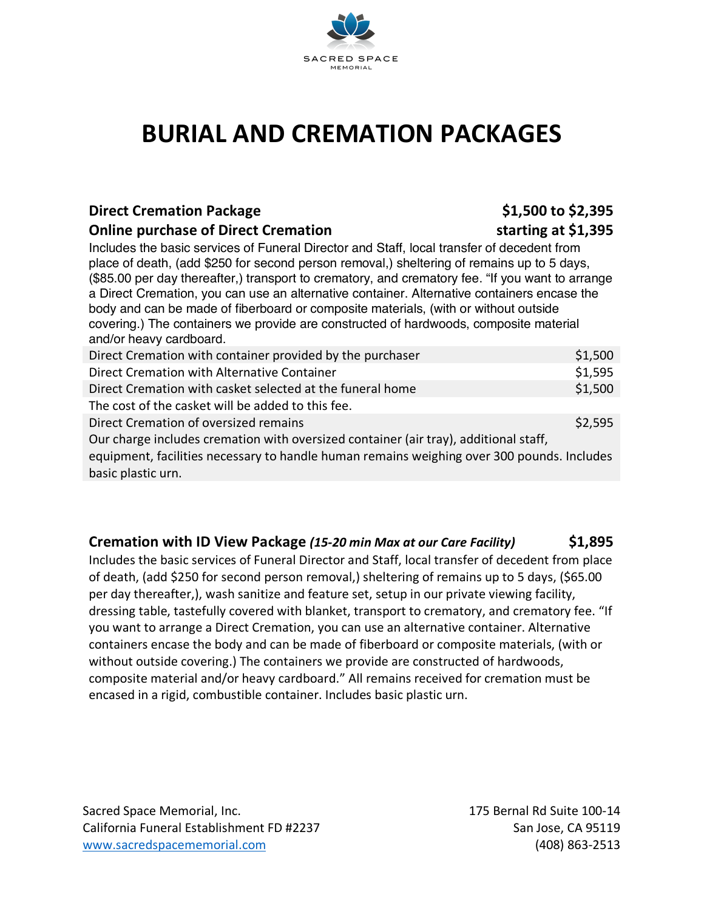SACRED SPACE MEMORIAL

# BURIAL AND CREMATION PACKAGES

**Direct Cremation Package** **$1,500 to $2,395**

**Online purchase of Direct Cremation** **starting at $1,395**

Includes the basic services of Funeral Director and Staff, local transfer of decedent from place of death, (add $250 for second person removal,) sheltering of remains up to 5 days, ($85.00 per day thereafter,) transport to crematory, and crematory fee. "If you want to arrange a Direct Cremation, you can use an alternative container. Alternative containers encase the body and can be made of fiberboard or composite materials, (with or without outside covering.) The containers we provide are constructed of hardwoods, composite material and/or heavy cardboard.

| | |
|---|---|
| Direct Cremation with container provided by the purchaser | $1,500 |
| Direct Cremation with Alternative Container | $1,595 |
| Direct Cremation with casket selected at the funeral home | $1,500 |
| The cost of the casket will be added to this fee. | |
| Direct Cremation of oversized remains | $2,595 |
| Our charge includes cremation with oversized container (air tray), additional staff, equipment, facilities necessary to handle human remains weighing over 300 pounds. Includes basic plastic urn. | |

**Cremation with ID View Package** ***(15-20 min Max at our Care Facility)*** **$1,895**

Includes the basic services of Funeral Director and Staff, local transfer of decedent from place of death, (add $250 for second person removal,) sheltering of remains up to 5 days, ($65.00 per day thereafter,), wash sanitize and feature set, setup in our private viewing facility, dressing table, tastefully covered with blanket, transport to crematory, and crematory fee. "If you want to arrange a Direct Cremation, you can use an alternative container. Alternative containers encase the body and can be made of fiberboard or composite materials, (with or without outside covering.) The containers we provide are constructed of hardwoods, composite material and/or heavy cardboard." All remains received for cremation must be encased in a rigid, combustible container. Includes basic plastic urn.

Sacred Space Memorial, Inc.
California Funeral Establishment FD #2237
www.sacredspacememorial.com

175 Bernal Rd Suite 100-14
San Jose, CA 95119
(408) 863-2513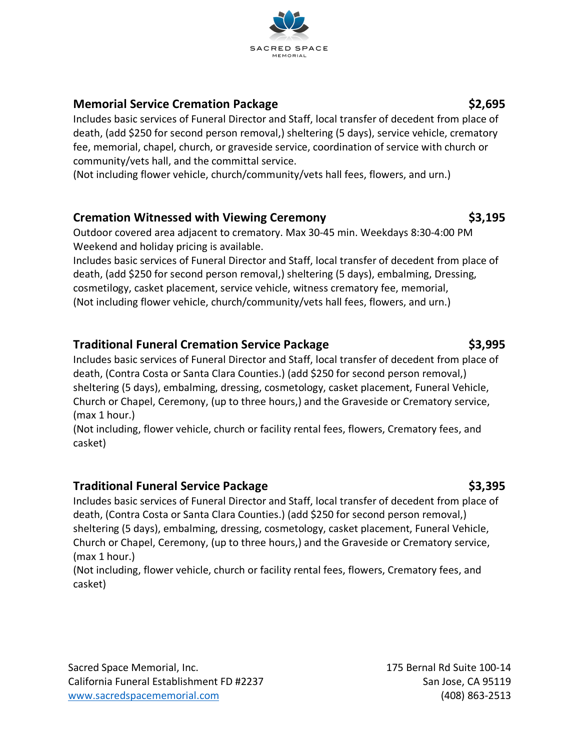SACRED SPACE
MEMORIAL

**Memorial Service Cremation Package** **$2,695**

Includes basic services of Funeral Director and Staff, local transfer of decedent from place of death, (add $250 for second person removal,) sheltering (5 days), service vehicle, crematory fee, memorial, chapel, church, or graveside service, coordination of service with church or community/vets hall, and the committal service.
(Not including flower vehicle, church/community/vets hall fees, flowers, and urn.)

**Cremation Witnessed with Viewing Ceremony** **$3,195**

Outdoor covered area adjacent to crematory. Max 30-45 min. Weekdays 8:30-4:00 PM
Weekend and holiday pricing is available.
Includes basic services of Funeral Director and Staff, local transfer of decedent from place of death, (add $250 for second person removal,) sheltering (5 days), embalming, Dressing, cosmetilogy, casket placement, service vehicle, witness crematory fee, memorial,
(Not including flower vehicle, church/community/vets hall fees, flowers, and urn.)

**Traditional Funeral Cremation Service Package** **$3,995**

Includes basic services of Funeral Director and Staff, local transfer of decedent from place of death, (Contra Costa or Santa Clara Counties.) (add $250 for second person removal,) sheltering (5 days), embalming, dressing, cosmetology, casket placement, Funeral Vehicle, Church or Chapel, Ceremony, (up to three hours,) and the Graveside or Crematory service, (max 1 hour.)
(Not including, flower vehicle, church or facility rental fees, flowers, Crematory fees, and casket)

**Traditional Funeral Service Package** **$3,395**

Includes basic services of Funeral Director and Staff, local transfer of decedent from place of death, (Contra Costa or Santa Clara Counties.) (add $250 for second person removal,) sheltering (5 days), embalming, dressing, cosmetology, casket placement, Funeral Vehicle, Church or Chapel, Ceremony, (up to three hours,) and the Graveside or Crematory service, (max 1 hour.)
(Not including, flower vehicle, church or facility rental fees, flowers, Crematory fees, and casket)

Sacred Space Memorial, Inc.
California Funeral Establishment FD #2237
www.sacredspacememorial.com

175 Bernal Rd Suite 100-14
San Jose, CA 95119
(408) 863-2513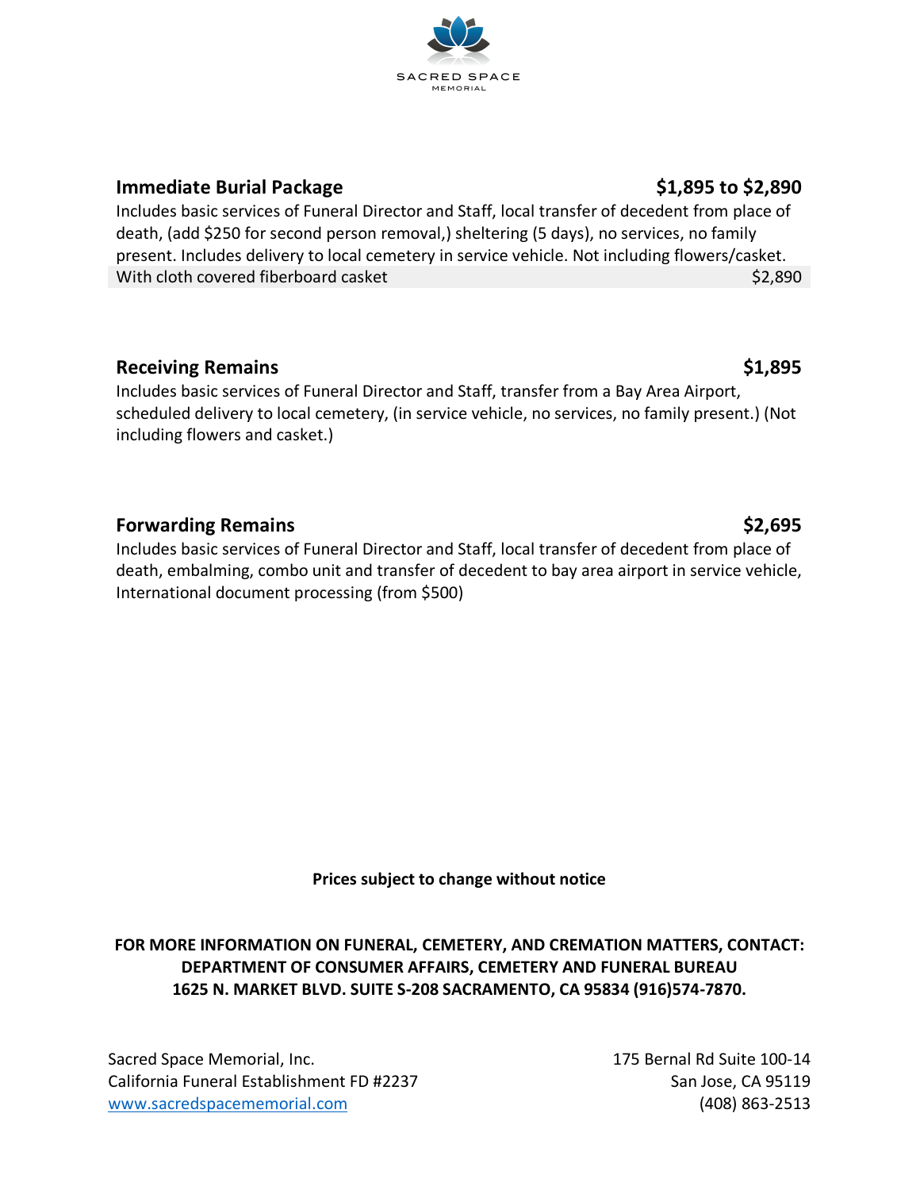SACRED SPACE MEMORIAL

**Immediate Burial Package** **$1,895 to $2,890**

Includes basic services of Funeral Director and Staff, local transfer of decedent from place of death, (add $250 for second person removal,) sheltering (5 days), no services, no family present. Includes delivery to local cemetery in service vehicle. Not including flowers/casket.

| | |
|---|---|
| With cloth covered fiberboard casket | $2,890 |

**Receiving Remains** **$1,895**

Includes basic services of Funeral Director and Staff, transfer from a Bay Area Airport, scheduled delivery to local cemetery, (in service vehicle, no services, no family present.) (Not including flowers and casket.)

**Forwarding Remains** **$2,695**

Includes basic services of Funeral Director and Staff, local transfer of decedent from place of death, embalming, combo unit and transfer of decedent to bay area airport in service vehicle, International document processing (from $500)

**Prices subject to change without notice**

**FOR MORE INFORMATION ON FUNERAL, CEMETERY, AND CREMATION MATTERS, CONTACT: DEPARTMENT OF CONSUMER AFFAIRS, CEMETERY AND FUNERAL BUREAU 1625 N. MARKET BLVD. SUITE S-208 SACRAMENTO, CA 95834 (916)574-7870.**

Sacred Space Memorial, Inc.
California Funeral Establishment FD #2237
www.sacredspacememorial.com

175 Bernal Rd Suite 100-14
San Jose, CA 95119
(408) 863-2513